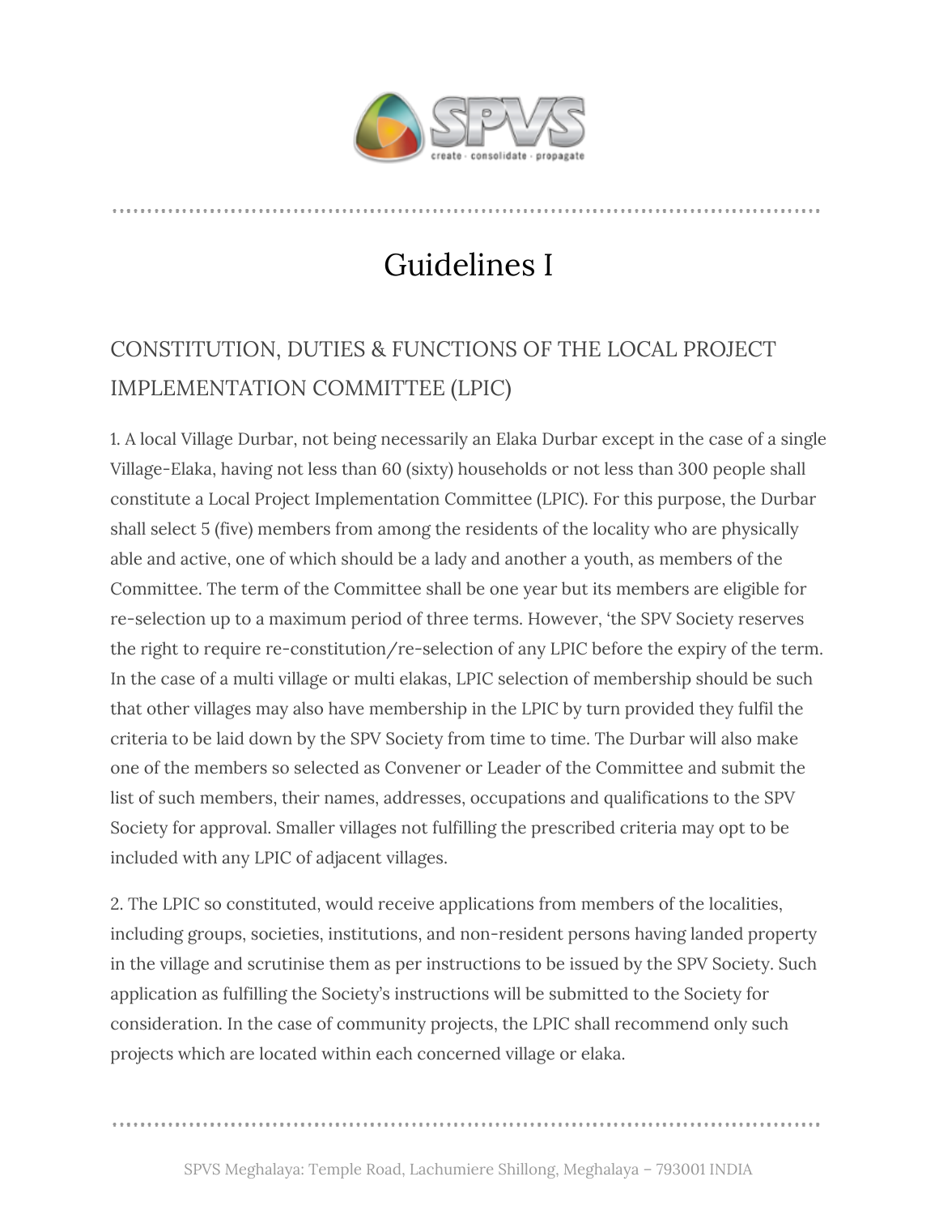# Guidelines I

## CONSTITUTION, DUTIES & FUNCTIONS OF THE LOCAL PROJECT IMPLEMENTATION COMMITTEE (LPIC)

1. A local Village Durbar, not being necessarily an Elaka Durbar except in the case of a single Village-Elaka, having not less than 60 (sixty) households or not less than 300 people shall constitute a Local Project Implementation Committee (LPIC). For this purpose, the Durbar shall select 5 (five) members from among the residents of the locality who are physically able and active, one of which should be a lady and another a youth, as members of the Committee. The term of the Committee shall be one year but its members are eligible for re-selection up to a maximum period of three terms. However, 'the SPV Society reserves the right to require re-constitution/re-selection of any LPIC before the expiry of the term. In the case of a multi village or multi elakas, LPIC selection of membership should be such that other villages may also have membership in the LPIC by turn provided they fulfil the criteria to be laid down by the SPV Society from time to time. The Durbar will also make one of the members so selected as Convener or Leader of the Committee and submit the list of such members, their names, addresses, occupations and qualifications to the SPV Society for approval. Smaller villages not fulfilling the prescribed criteria may opt to be included with any LPIC of adjacent villages.

2. The LPIC so constituted, would receive applications from members of the localities, including groups, societies, institutions, and non-resident persons having landed property in the village and scrutinise them as per instructions to be issued by the SPV Society. Such application as fulfilling the Society's instructions will be submitted to the Society for consideration. In the case of community projects, the LPIC shall recommend only such projects which are located within each concerned village or elaka.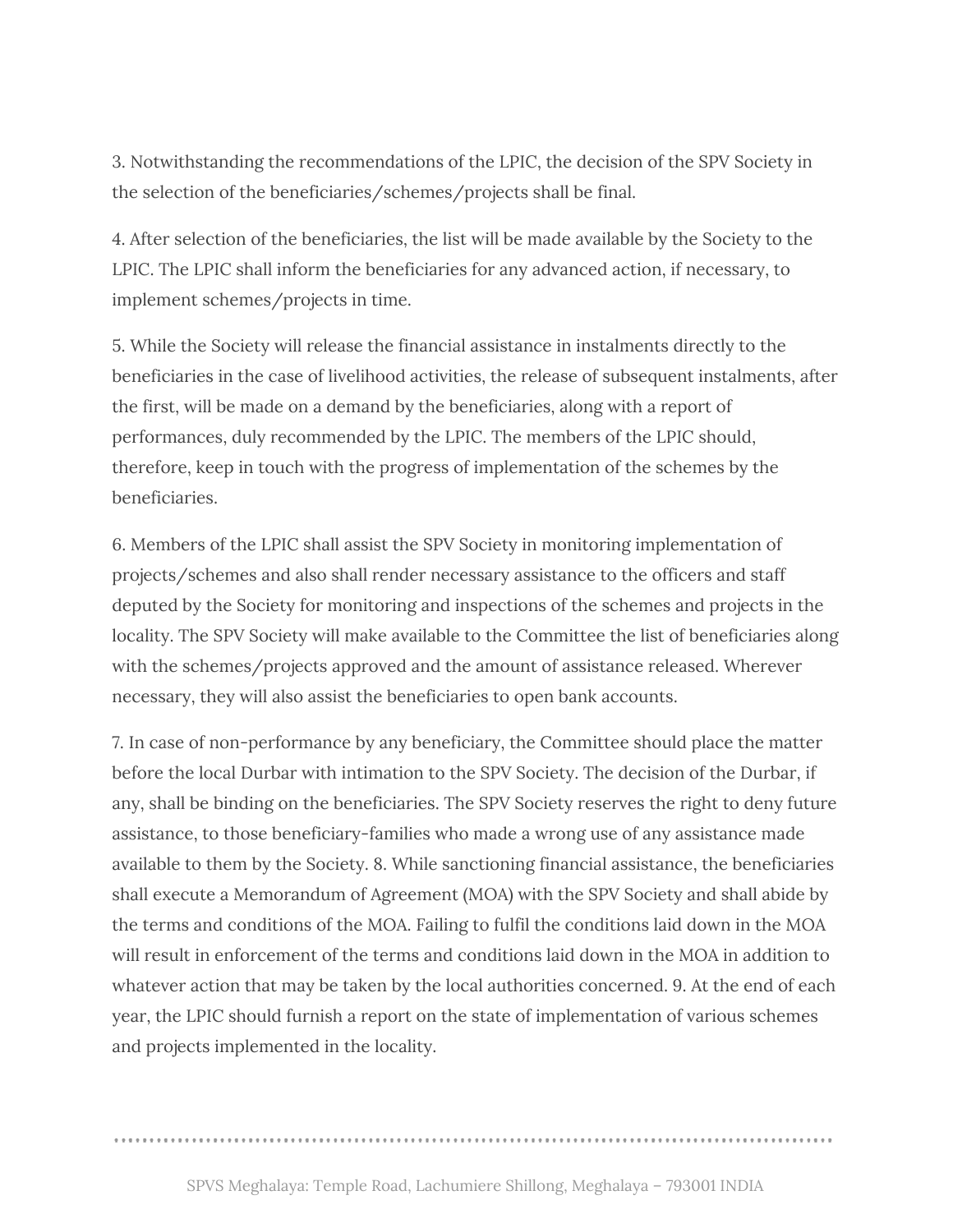3. Notwithstanding the recommendations of the LPIC, the decision of the SPV Society in the selection of the beneficiaries/schemes/projects shall be final.

4. After selection of the beneficiaries, the list will be made available by the Society to the LPIC. The LPIC shall inform the beneficiaries for any advanced action, if necessary, to implement schemes/projects in time.

5. While the Society will release the financial assistance in instalments directly to the beneficiaries in the case of livelihood activities, the release of subsequent instalments, after the first, will be made on a demand by the beneficiaries, along with a report of performances, duly recommended by the LPIC. The members of the LPIC should, therefore, keep in touch with the progress of implementation of the schemes by the beneficiaries.

6. Members of the LPIC shall assist the SPV Society in monitoring implementation of projects/schemes and also shall render necessary assistance to the officers and staff deputed by the Society for monitoring and inspections of the schemes and projects in the locality. The SPV Society will make available to the Committee the list of beneficiaries along with the schemes/projects approved and the amount of assistance released. Wherever necessary, they will also assist the beneficiaries to open bank accounts.

7. In case of non-performance by any beneficiary, the Committee should place the matter before the local Durbar with intimation to the SPV Society. The decision of the Durbar, if any, shall be binding on the beneficiaries. The SPV Society reserves the right to deny future assistance, to those beneficiary-families who made a wrong use of any assistance made available to them by the Society. 8. While sanctioning financial assistance, the beneficiaries shall execute a Memorandum of Agreement (MOA) with the SPV Society and shall abide by the terms and conditions of the MOA. Failing to fulfil the conditions laid down in the MOA will result in enforcement of the terms and conditions laid down in the MOA in addition to whatever action that may be taken by the local authorities concerned. 9. At the end of each year, the LPIC should furnish a report on the state of implementation of various schemes and projects implemented in the locality.